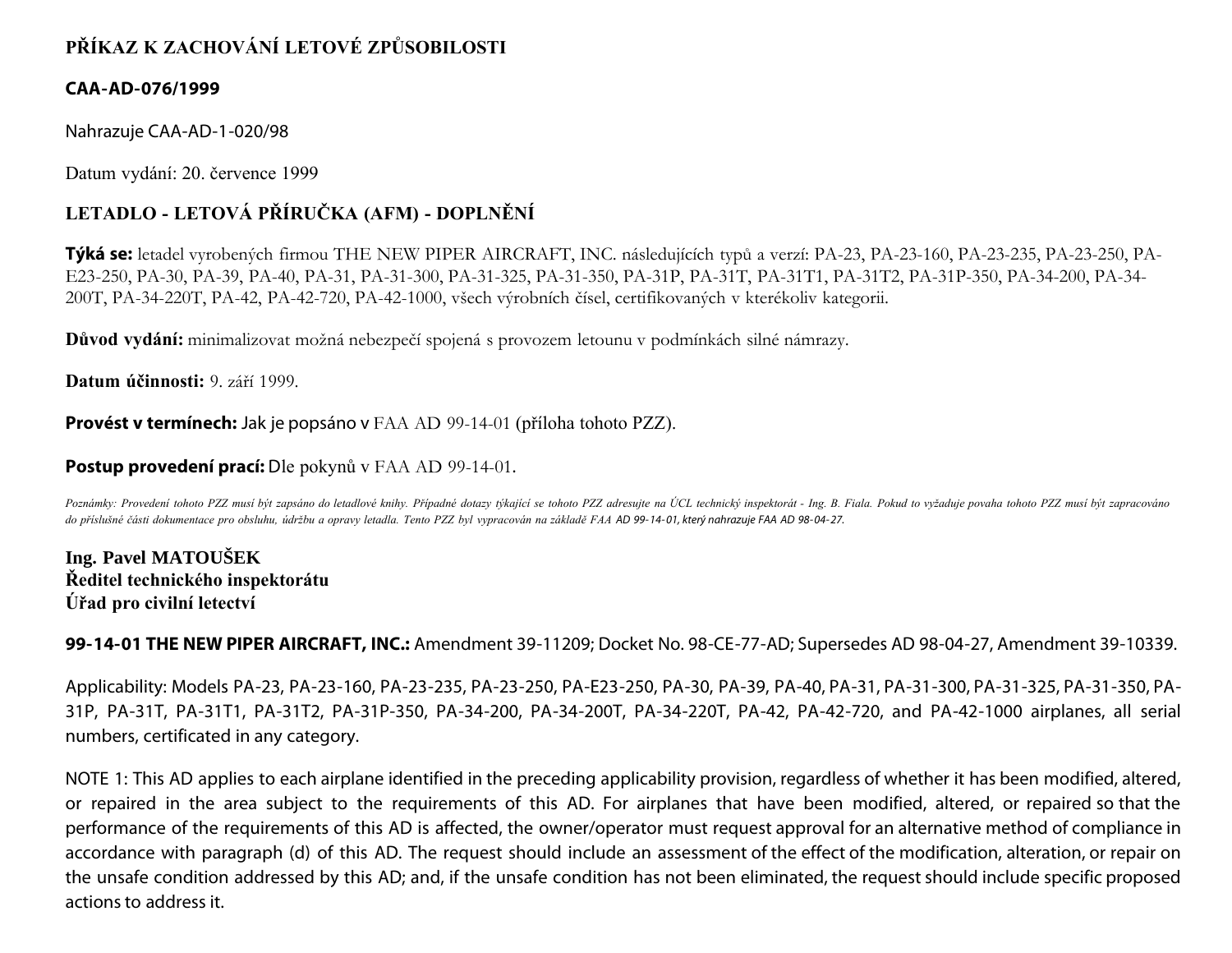# PŘÍKAZ K ZACHOVÁNÍ LETOVÉ ZPŮSOBILOSTI

## CAA-AD-076/1999

Nahrazuje CAA-AD-1-020/98

Datum vydání: 20. července 1999

## LETADLO - LETOVÁ PŘÍRUČKA (AFM) - DOPLNĚNÍ

**Týká se:** letadel vyrobených firmou THE NEW PIPER AIRCRAFT, INC. následujících typů a verzí: PA-23, PA-23-160, PA-23-235, PA-23-250, PA-E23-250, PA-30, PA-39, PA-40, PA-31, PA-31-300, PA-31-325, PA-31-350, PA-31P, PA-31T, PA-31T1, PA-31T2, PA-31P-350, PA-34-200, PA-34-200T, PA-34-220T, PA-42, PA-42-720, PA-42-1000, všech výrobních čísel, certifikovaných v kterékoliv kategorii.

**Důvod vydání:** minimalizovat možná nebezpečí spojená s provozem letounu v podmínkách silné námrazy.

**Datum účinnosti:** 9. září 1999.

**Provést v termínech:** Jak je popsáno v FAA AD 99-14-01 (příloha tohoto PZZ).

**Postup provedení prací:** Dle pokynů v FAA AD 99-14-01.

*Poznámky: Provedení tohoto PZZ musí být zapsáno do letadlové knihy. Případné dotazy týkající se tohoto PZZ adresujte na ÚCL technický inspektorát - Ing. B. Fiala. Pokud to vyžaduje povaha tohoto PZZ musí být zapracováno do příslušné části dokumentace pro obsluhu, údržbu a opravy letadla. Tento PZZ byl vypracován na základě FAA AD 99-14-01, který nahrazuje FAA AD 98-04-27.*

**Ing. Pavel MATOUŠEK**
**Ředitel technického inspektorátu**
**Úřad pro civilní letectví**

**99-14-01 THE NEW PIPER AIRCRAFT, INC.:** Amendment 39-11209; Docket No. 98-CE-77-AD; Supersedes AD 98-04-27, Amendment 39-10339.

Applicability: Models PA-23, PA-23-160, PA-23-235, PA-23-250, PA-E23-250, PA-30, PA-39, PA-40, PA-31, PA-31-300, PA-31-325, PA-31-350, PA-31P, PA-31T, PA-31T1, PA-31T2, PA-31P-350, PA-34-200, PA-34-200T, PA-34-220T, PA-42, PA-42-720, and PA-42-1000 airplanes, all serial numbers, certificated in any category.

NOTE 1: This AD applies to each airplane identified in the preceding applicability provision, regardless of whether it has been modified, altered, or repaired in the area subject to the requirements of this AD. For airplanes that have been modified, altered, or repaired so that the performance of the requirements of this AD is affected, the owner/operator must request approval for an alternative method of compliance in accordance with paragraph (d) of this AD. The request should include an assessment of the effect of the modification, alteration, or repair on the unsafe condition addressed by this AD; and, if the unsafe condition has not been eliminated, the request should include specific proposed actions to address it.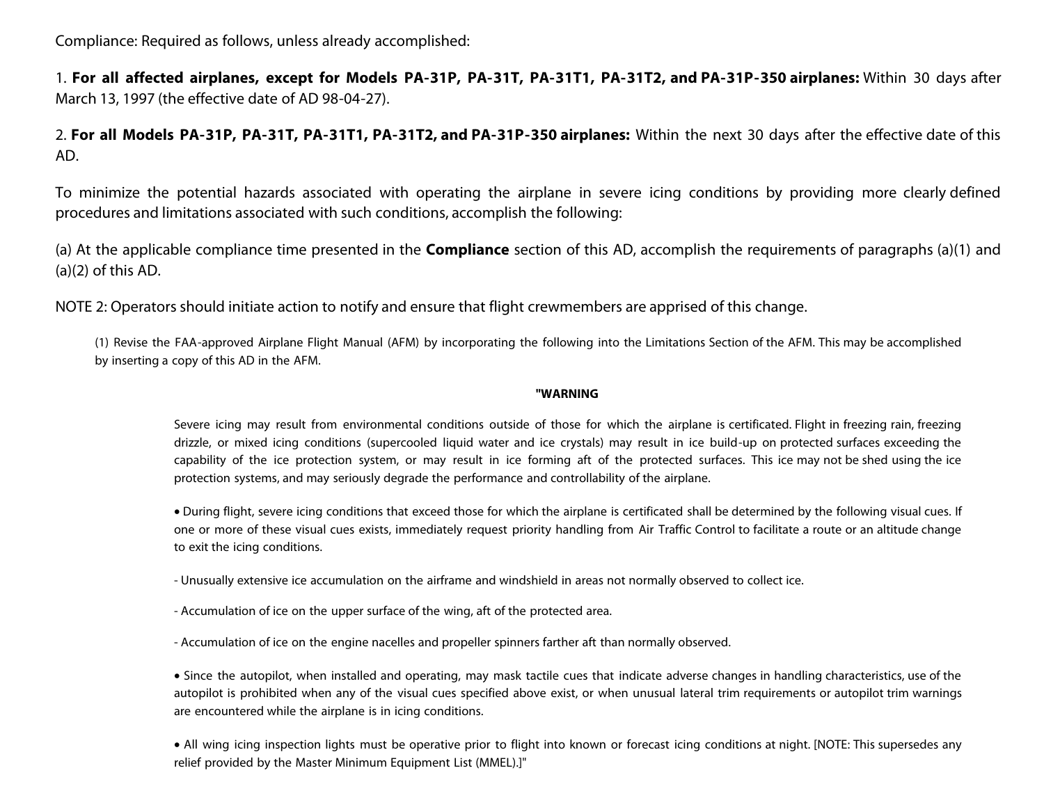Compliance: Required as follows, unless already accomplished:

1. **For all affected airplanes, except for Models PA-31P, PA-31T, PA-31T1, PA-31T2, and PA-31P-350 airplanes:** Within 30 days after March 13, 1997 (the effective date of AD 98-04-27).

2. **For all Models PA-31P, PA-31T, PA-31T1, PA-31T2, and PA-31P-350 airplanes:** Within the next 30 days after the effective date of this AD.

To minimize the potential hazards associated with operating the airplane in severe icing conditions by providing more clearly defined procedures and limitations associated with such conditions, accomplish the following:

(a) At the applicable compliance time presented in the **Compliance** section of this AD, accomplish the requirements of paragraphs (a)(1) and (a)(2) of this AD.

NOTE 2: Operators should initiate action to notify and ensure that flight crewmembers are apprised of this change.

> (1) Revise the FAA-approved Airplane Flight Manual (AFM) by incorporating the following into the Limitations Section of the AFM. This may be accomplished by inserting a copy of this AD in the AFM.
>
> **"WARNING**
>
> Severe icing may result from environmental conditions outside of those for which the airplane is certificated. Flight in freezing rain, freezing drizzle, or mixed icing conditions (supercooled liquid water and ice crystals) may result in ice build-up on protected surfaces exceeding the capability of the ice protection system, or may result in ice forming aft of the protected surfaces. This ice may not be shed using the ice protection systems, and may seriously degrade the performance and controllability of the airplane.
>
> • During flight, severe icing conditions that exceed those for which the airplane is certificated shall be determined by the following visual cues. If one or more of these visual cues exists, immediately request priority handling from Air Traffic Control to facilitate a route or an altitude change to exit the icing conditions.
>
> - Unusually extensive ice accumulation on the airframe and windshield in areas not normally observed to collect ice.
>
> - Accumulation of ice on the upper surface of the wing, aft of the protected area.
>
> - Accumulation of ice on the engine nacelles and propeller spinners farther aft than normally observed.
>
> • Since the autopilot, when installed and operating, may mask tactile cues that indicate adverse changes in handling characteristics, use of the autopilot is prohibited when any of the visual cues specified above exist, or when unusual lateral trim requirements or autopilot trim warnings are encountered while the airplane is in icing conditions.
>
> • All wing icing inspection lights must be operative prior to flight into known or forecast icing conditions at night. [NOTE: This supersedes any relief provided by the Master Minimum Equipment List (MMEL).]"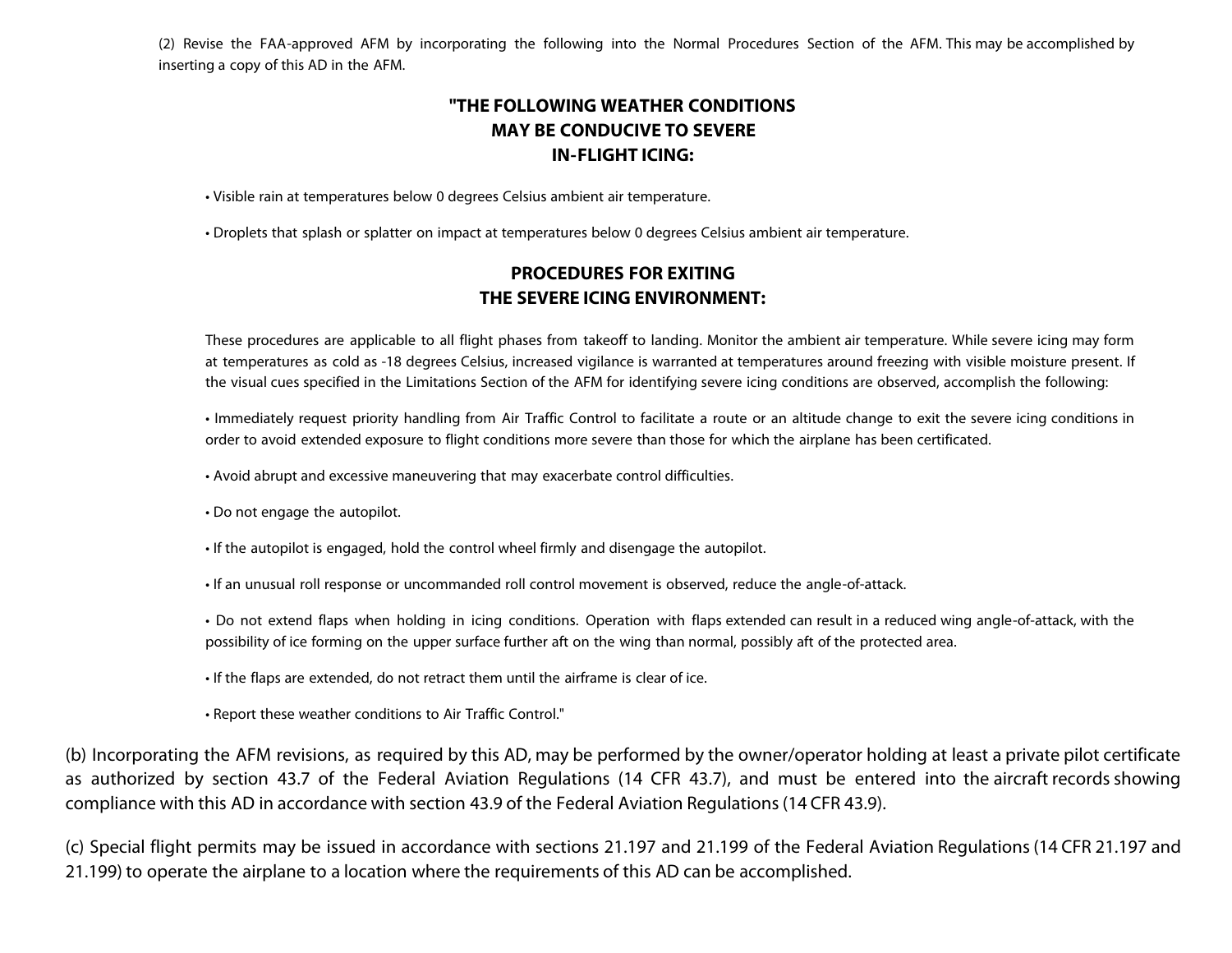(2) Revise the FAA-approved AFM by incorporating the following into the Normal Procedures Section of the AFM. This may be accomplished by inserting a copy of this AD in the AFM.

**"THE FOLLOWING WEATHER CONDITIONS MAY BE CONDUCIVE TO SEVERE IN-FLIGHT ICING:**

- Visible rain at temperatures below 0 degrees Celsius ambient air temperature.
- Droplets that splash or splatter on impact at temperatures below 0 degrees Celsius ambient air temperature.

**PROCEDURES FOR EXITING THE SEVERE ICING ENVIRONMENT:**

These procedures are applicable to all flight phases from takeoff to landing. Monitor the ambient air temperature. While severe icing may form at temperatures as cold as -18 degrees Celsius, increased vigilance is warranted at temperatures around freezing with visible moisture present. If the visual cues specified in the Limitations Section of the AFM for identifying severe icing conditions are observed, accomplish the following:

- Immediately request priority handling from Air Traffic Control to facilitate a route or an altitude change to exit the severe icing conditions in order to avoid extended exposure to flight conditions more severe than those for which the airplane has been certificated.
- Avoid abrupt and excessive maneuvering that may exacerbate control difficulties.
- Do not engage the autopilot.
- If the autopilot is engaged, hold the control wheel firmly and disengage the autopilot.
- If an unusual roll response or uncommanded roll control movement is observed, reduce the angle-of-attack.
- Do not extend flaps when holding in icing conditions. Operation with flaps extended can result in a reduced wing angle-of-attack, with the possibility of ice forming on the upper surface further aft on the wing than normal, possibly aft of the protected area.
- If the flaps are extended, do not retract them until the airframe is clear of ice.
- Report these weather conditions to Air Traffic Control."

(b) Incorporating the AFM revisions, as required by this AD, may be performed by the owner/operator holding at least a private pilot certificate as authorized by section 43.7 of the Federal Aviation Regulations (14 CFR 43.7), and must be entered into the aircraft records showing compliance with this AD in accordance with section 43.9 of the Federal Aviation Regulations (14 CFR 43.9).

(c) Special flight permits may be issued in accordance with sections 21.197 and 21.199 of the Federal Aviation Regulations (14 CFR 21.197 and 21.199) to operate the airplane to a location where the requirements of this AD can be accomplished.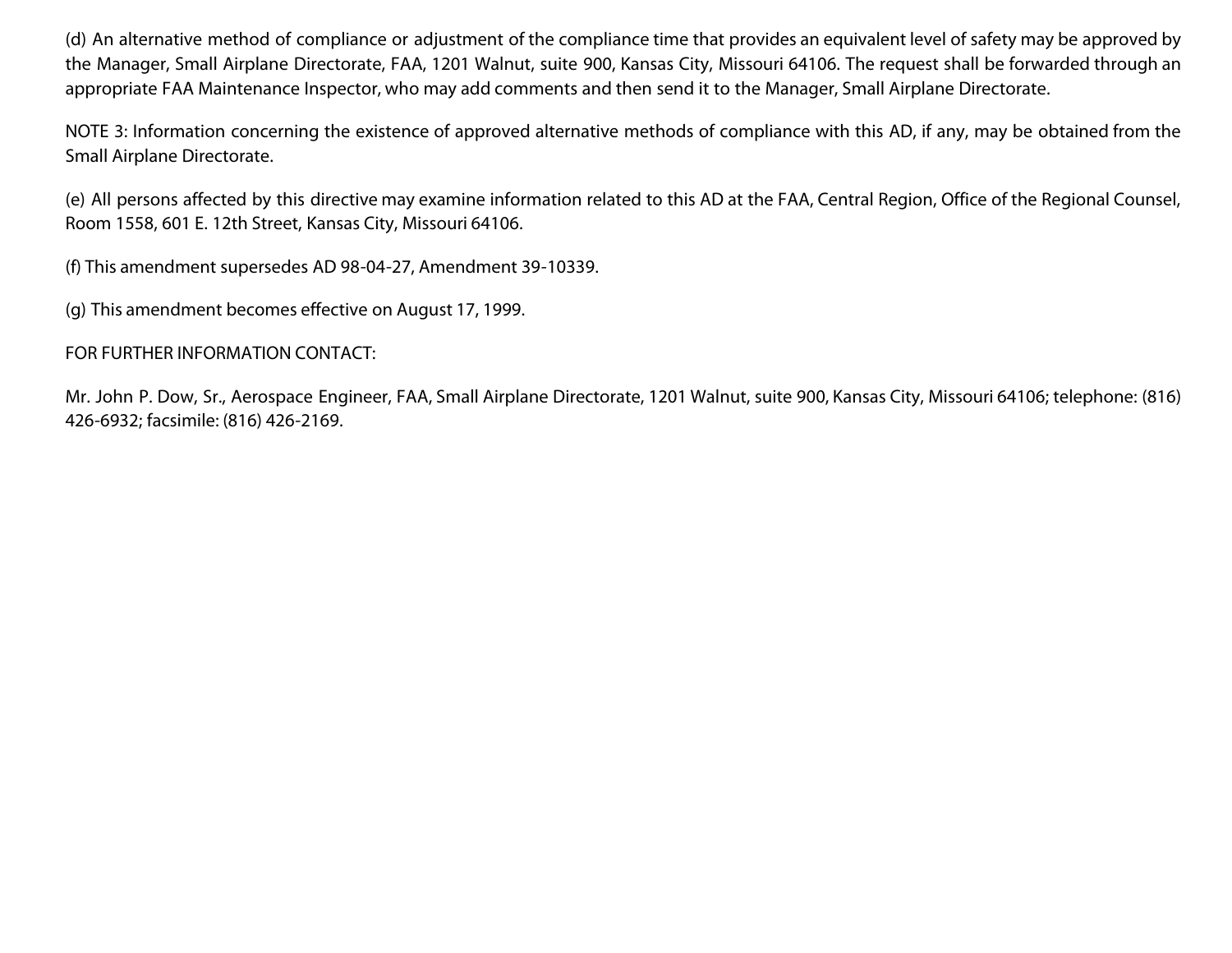(d) An alternative method of compliance or adjustment of the compliance time that provides an equivalent level of safety may be approved by the Manager, Small Airplane Directorate, FAA, 1201 Walnut, suite 900, Kansas City, Missouri 64106. The request shall be forwarded through an appropriate FAA Maintenance Inspector, who may add comments and then send it to the Manager, Small Airplane Directorate.

NOTE 3: Information concerning the existence of approved alternative methods of compliance with this AD, if any, may be obtained from the Small Airplane Directorate.

(e) All persons affected by this directive may examine information related to this AD at the FAA, Central Region, Office of the Regional Counsel, Room 1558, 601 E. 12th Street, Kansas City, Missouri 64106.

(f) This amendment supersedes AD 98-04-27, Amendment 39-10339.

(g) This amendment becomes effective on August 17, 1999.

FOR FURTHER INFORMATION CONTACT:

Mr. John P. Dow, Sr., Aerospace Engineer, FAA, Small Airplane Directorate, 1201 Walnut, suite 900, Kansas City, Missouri 64106; telephone: (816) 426-6932; facsimile: (816) 426-2169.